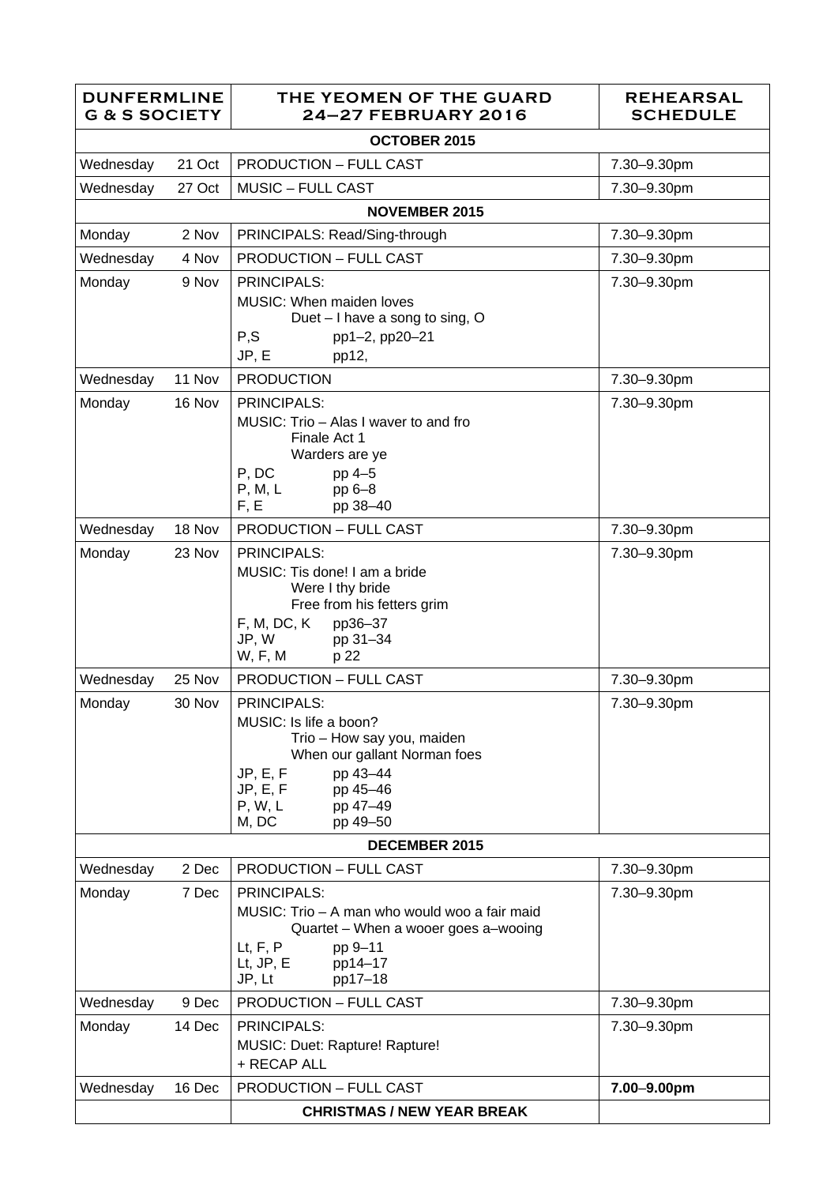| DUNFERMLINE G & S SOCIETY | | THE YEOMEN OF THE GUARD 24–27 FEBRUARY 2016 | REHEARSAL SCHEDULE |
|---|---|---|---|
| | | **OCTOBER 2015** | |
| Wednesday | 21 Oct | PRODUCTION – FULL CAST | 7.30–9.30pm |
| Wednesday | 27 Oct | MUSIC – FULL CAST | 7.30–9.30pm |
| | | **NOVEMBER 2015** | |
| Monday | 2 Nov | PRINCIPALS: Read/Sing-through | 7.30–9.30pm |
| Wednesday | 4 Nov | PRODUCTION – FULL CAST | 7.30–9.30pm |
| Monday | 9 Nov | PRINCIPALS:<br>MUSIC: When maiden loves<br>Duet – I have a song to sing, O<br>P,S pp1–2, pp20–21<br>JP, E pp12, | 7.30–9.30pm |
| Wednesday | 11 Nov | PRODUCTION | 7.30–9.30pm |
| Monday | 16 Nov | PRINCIPALS:<br>MUSIC: Trio – Alas I waver to and fro<br>Finale Act 1<br>Warders are ye<br>P, DC pp 4–5<br>P, M, L pp 6–8<br>F, E pp 38–40 | 7.30–9.30pm |
| Wednesday | 18 Nov | PRODUCTION – FULL CAST | 7.30–9.30pm |
| Monday | 23 Nov | PRINCIPALS:<br>MUSIC: Tis done! I am a bride<br>Were I thy bride<br>Free from his fetters grim<br>F, M, DC, K pp36–37<br>JP, W pp 31–34<br>W, F, M p 22 | 7.30–9.30pm |
| Wednesday | 25 Nov | PRODUCTION – FULL CAST | 7.30–9.30pm |
| Monday | 30 Nov | PRINCIPALS:<br>MUSIC: Is life a boon?<br>Trio – How say you, maiden<br>When our gallant Norman foes<br>JP, E, F pp 43–44<br>JP, E, F pp 45–46<br>P, W, L pp 47–49<br>M, DC pp 49–50 | 7.30–9.30pm |
| | | **DECEMBER 2015** | |
| Wednesday | 2 Dec | PRODUCTION – FULL CAST | 7.30–9.30pm |
| Monday | 7 Dec | PRINCIPALS:<br>MUSIC: Trio – A man who would woo a fair maid<br>Quartet – When a wooer goes a–wooing<br>Lt, F, P pp 9–11<br>Lt, JP, E pp14–17<br>JP, Lt pp17–18 | 7.30–9.30pm |
| Wednesday | 9 Dec | PRODUCTION – FULL CAST | 7.30–9.30pm |
| Monday | 14 Dec | PRINCIPALS:<br>MUSIC: Duet: Rapture! Rapture!<br>+ RECAP ALL | 7.30–9.30pm |
| Wednesday | 16 Dec | PRODUCTION – FULL CAST | **7.00–9.00pm** |
| | | **CHRISTMAS / NEW YEAR BREAK** | |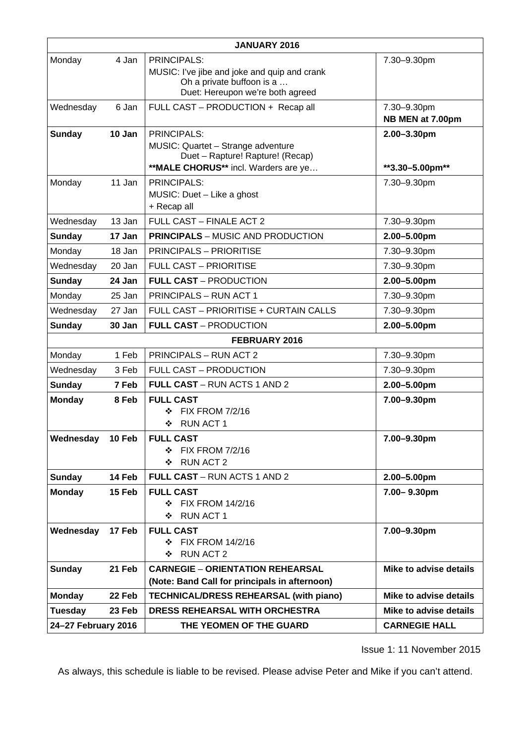| | | | |
|---|---|---|---|
| **JANUARY 2016** | | | |
| Monday | 4 Jan | PRINCIPALS:<br>MUSIC: I've jibe and joke and quip and crank<br>Oh a private buffoon is a …<br>Duet: Hereupon we're both agreed | 7.30–9.30pm |
| Wednesday | 6 Jan | FULL CAST – PRODUCTION + Recap all | 7.30–9.30pm<br>**NB MEN at 7.00pm** |
| **Sunday** | **10 Jan** | PRINCIPALS:<br>MUSIC: Quartet – Strange adventure<br>Duet – Rapture! Rapture! (Recap)<br>**\*\*MALE CHORUS\*\*** incl. Warders are ye… | **2.00–3.30pm**<br><br><br>**\*\*3.30–5.00pm\*\*** |
| Monday | 11 Jan | PRINCIPALS:<br>MUSIC: Duet – Like a ghost<br>+ Recap all | 7.30–9.30pm |
| Wednesday | 13 Jan | FULL CAST – FINALE ACT 2 | 7.30–9.30pm |
| **Sunday** | **17 Jan** | **PRINCIPALS** – MUSIC AND PRODUCTION | **2.00–5.00pm** |
| Monday | 18 Jan | PRINCIPALS – PRIORITISE | 7.30–9.30pm |
| Wednesday | 20 Jan | FULL CAST – PRIORITISE | 7.30–9.30pm |
| **Sunday** | **24 Jan** | **FULL CAST** – PRODUCTION | **2.00–5.00pm** |
| Monday | 25 Jan | PRINCIPALS – RUN ACT 1 | 7.30–9.30pm |
| Wednesday | 27 Jan | FULL CAST – PRIORITISE + CURTAIN CALLS | 7.30–9.30pm |
| **Sunday** | **30 Jan** | **FULL CAST** – PRODUCTION | **2.00–5.00pm** |
| **FEBRUARY 2016** | | | |
| Monday | 1 Feb | PRINCIPALS – RUN ACT 2 | 7.30–9.30pm |
| Wednesday | 3 Feb | FULL CAST – PRODUCTION | 7.30–9.30pm |
| **Sunday** | **7 Feb** | **FULL CAST** – RUN ACTS 1 AND 2 | **2.00–5.00pm** |
| **Monday** | **8 Feb** | **FULL CAST**<br>❖ FIX FROM 7/2/16<br>❖ RUN ACT 1 | **7.00–9.30pm** |
| **Wednesday** | **10 Feb** | **FULL CAST**<br>❖ FIX FROM 7/2/16<br>❖ RUN ACT 2 | **7.00–9.30pm** |
| **Sunday** | **14 Feb** | **FULL CAST** – RUN ACTS 1 AND 2 | **2.00–5.00pm** |
| **Monday** | **15 Feb** | **FULL CAST**<br>❖ FIX FROM 14/2/16<br>❖ RUN ACT 1 | **7.00– 9.30pm** |
| **Wednesday** | **17 Feb** | **FULL CAST**<br>❖ FIX FROM 14/2/16<br>❖ RUN ACT 2 | **7.00–9.30pm** |
| **Sunday** | **21 Feb** | **CARNEGIE** – **ORIENTATION REHEARSAL**<br>**(Note: Band Call for principals in afternoon)** | **Mike to advise details** |
| **Monday** | **22 Feb** | **TECHNICAL/DRESS REHEARSAL (with piano)** | **Mike to advise details** |
| **Tuesday** | **23 Feb** | **DRESS REHEARSAL WITH ORCHESTRA** | **Mike to advise details** |
| **24–27 February 2016** | | **THE YEOMEN OF THE GUARD** | **CARNEGIE HALL** |

Issue 1: 11 November 2015

As always, this schedule is liable to be revised. Please advise Peter and Mike if you can't attend.